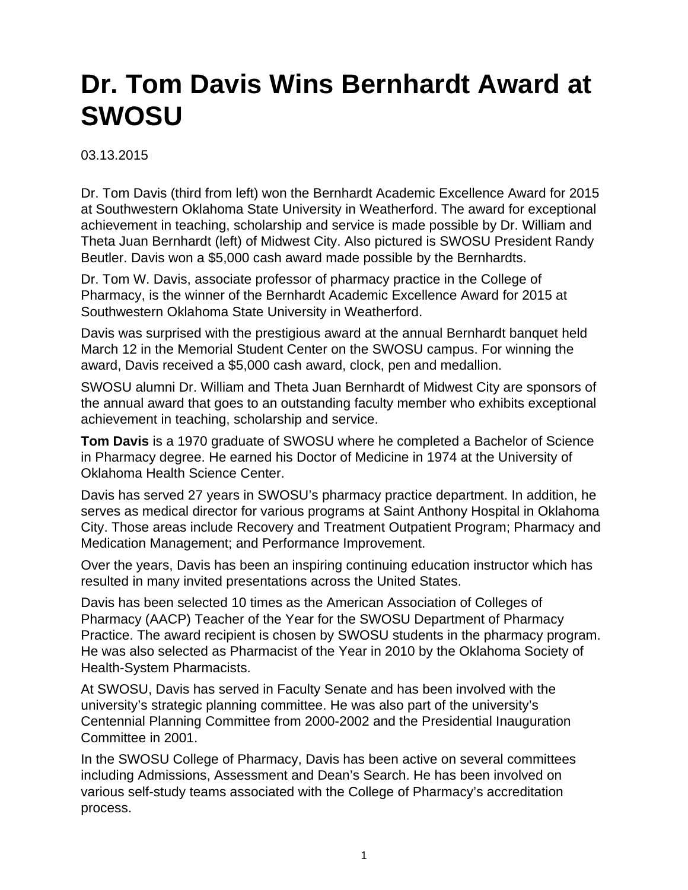# Dr. Tom Davis Wins Bernhardt Award at SWOSU

03.13.2015

Dr. Tom Davis (third from left) won the Bernhardt Academic Excellence Award for 2015 at Southwestern Oklahoma State University in Weatherford. The award for exceptional achievement in teaching, scholarship and service is made possible by Dr. William and Theta Juan Bernhardt (left) of Midwest City. Also pictured is SWOSU President Randy Beutler. Davis won a $5,000 cash award made possible by the Bernhardts.

Dr. Tom W. Davis, associate professor of pharmacy practice in the College of Pharmacy, is the winner of the Bernhardt Academic Excellence Award for 2015 at Southwestern Oklahoma State University in Weatherford.

Davis was surprised with the prestigious award at the annual Bernhardt banquet held March 12 in the Memorial Student Center on the SWOSU campus. For winning the award, Davis received a $5,000 cash award, clock, pen and medallion.

SWOSU alumni Dr. William and Theta Juan Bernhardt of Midwest City are sponsors of the annual award that goes to an outstanding faculty member who exhibits exceptional achievement in teaching, scholarship and service.

**Tom Davis** is a 1970 graduate of SWOSU where he completed a Bachelor of Science in Pharmacy degree. He earned his Doctor of Medicine in 1974 at the University of Oklahoma Health Science Center.

Davis has served 27 years in SWOSU's pharmacy practice department. In addition, he serves as medical director for various programs at Saint Anthony Hospital in Oklahoma City. Those areas include Recovery and Treatment Outpatient Program; Pharmacy and Medication Management; and Performance Improvement.

Over the years, Davis has been an inspiring continuing education instructor which has resulted in many invited presentations across the United States.

Davis has been selected 10 times as the American Association of Colleges of Pharmacy (AACP) Teacher of the Year for the SWOSU Department of Pharmacy Practice. The award recipient is chosen by SWOSU students in the pharmacy program. He was also selected as Pharmacist of the Year in 2010 by the Oklahoma Society of Health-System Pharmacists.

At SWOSU, Davis has served in Faculty Senate and has been involved with the university's strategic planning committee. He was also part of the university's Centennial Planning Committee from 2000-2002 and the Presidential Inauguration Committee in 2001.

In the SWOSU College of Pharmacy, Davis has been active on several committees including Admissions, Assessment and Dean's Search. He has been involved on various self-study teams associated with the College of Pharmacy's accreditation process.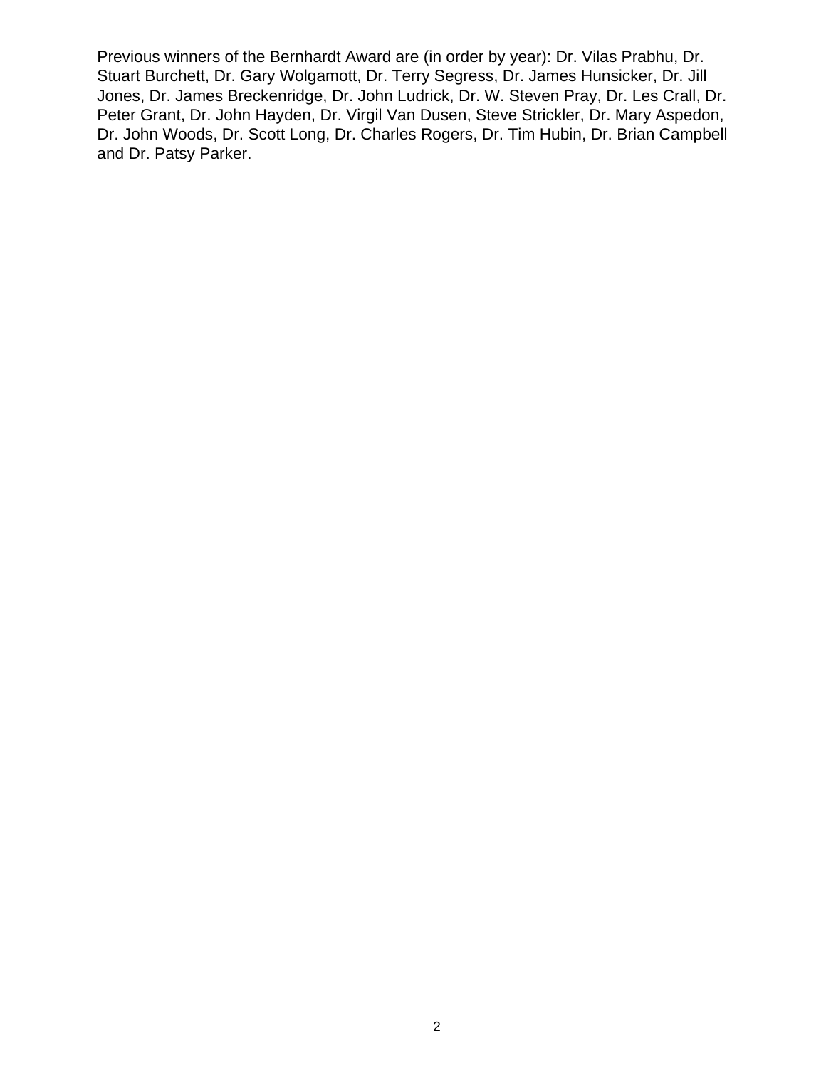Previous winners of the Bernhardt Award are (in order by year): Dr. Vilas Prabhu, Dr. Stuart Burchett, Dr. Gary Wolgamott, Dr. Terry Segress, Dr. James Hunsicker, Dr. Jill Jones, Dr. James Breckenridge, Dr. John Ludrick, Dr. W. Steven Pray, Dr. Les Crall, Dr. Peter Grant, Dr. John Hayden, Dr. Virgil Van Dusen, Steve Strickler, Dr. Mary Aspedon, Dr. John Woods, Dr. Scott Long, Dr. Charles Rogers, Dr. Tim Hubin, Dr. Brian Campbell and Dr. Patsy Parker.